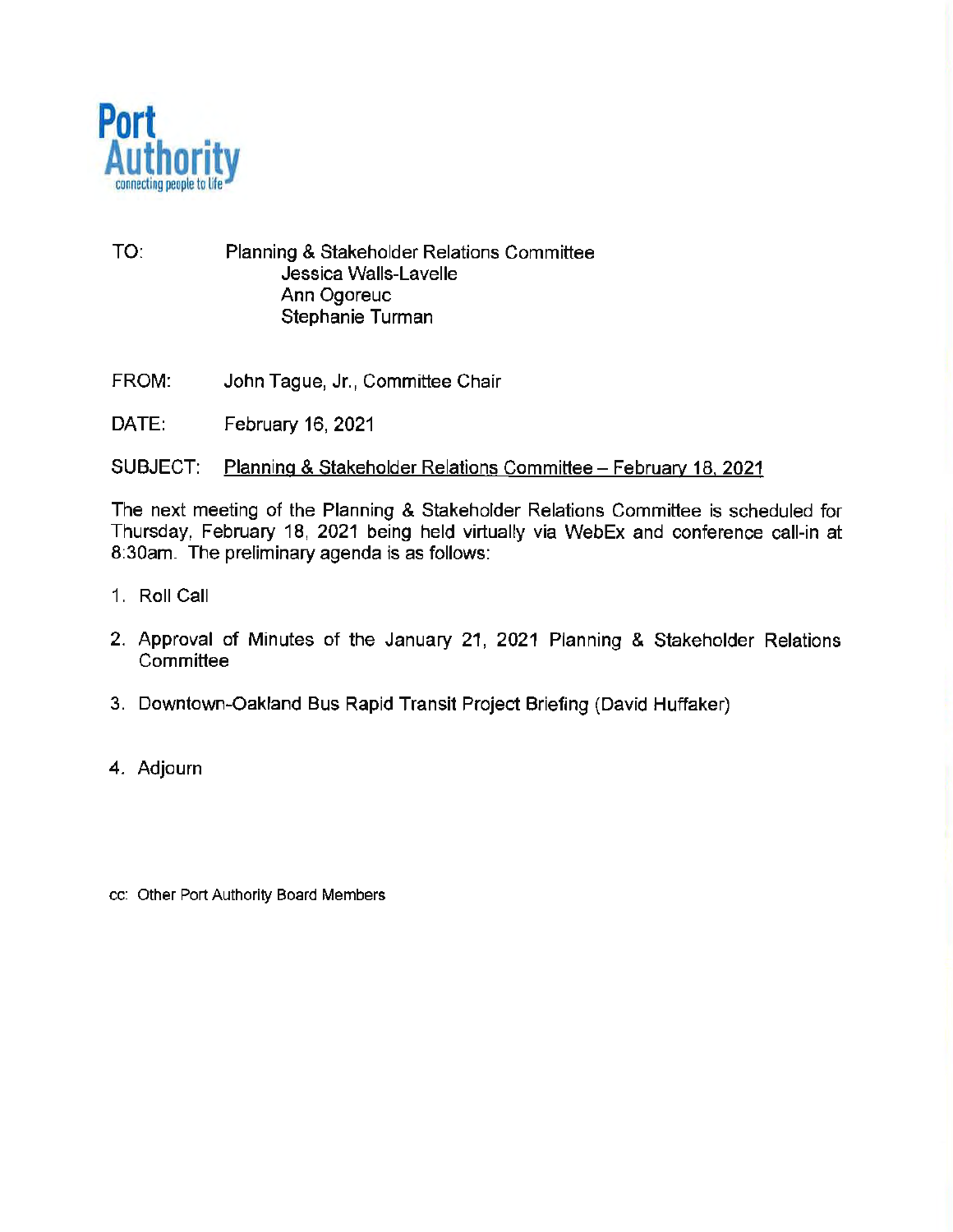Port Authority
connecting people to life

TO: Planning & Stakeholder Relations Committee
Jessica Walls-Lavelle
Ann Ogoreuc
Stephanie Turman

FROM: John Tague, Jr., Committee Chair

DATE: February 16, 2021

SUBJECT: Planning & Stakeholder Relations Committee – February 18, 2021

The next meeting of the Planning & Stakeholder Relations Committee is scheduled for Thursday, February 18, 2021 being held virtually via WebEx and conference call-in at 8:30am. The preliminary agenda is as follows:

1. Roll Call
2. Approval of Minutes of the January 21, 2021 Planning & Stakeholder Relations Committee
3. Downtown-Oakland Bus Rapid Transit Project Briefing (David Huffaker)
4. Adjourn

cc: Other Port Authority Board Members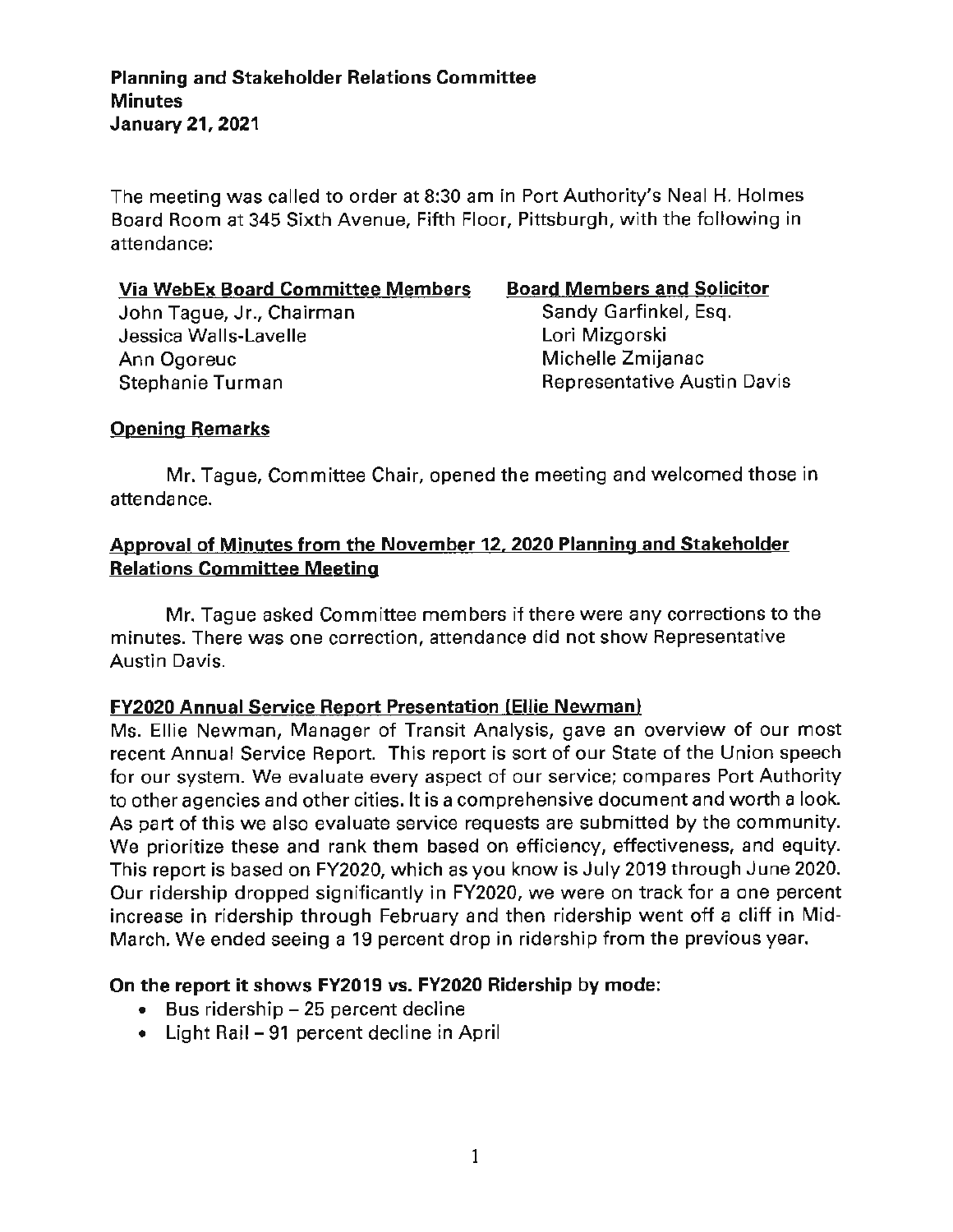**Planning and Stakeholder Relations Committee**
**Minutes**
**January 21, 2021**

The meeting was called to order at 8:30 am in Port Authority's Neal H. Holmes Board Room at 345 Sixth Avenue, Fifth Floor, Pittsburgh, with the following in attendance:

| Via WebEx Board Committee Members | Board Members and Solicitor |
|---|---|
| John Tague, Jr., Chairman | Sandy Garfinkel, Esq. |
| Jessica Walls-Lavelle | Lori Mizgorski |
| Ann Ogoreuc | Michelle Zmijanac |
| Stephanie Turman | Representative Austin Davis |

## Opening Remarks

Mr. Tague, Committee Chair, opened the meeting and welcomed those in attendance.

## Approval of Minutes from the November 12, 2020 Planning and Stakeholder Relations Committee Meeting

Mr. Tague asked Committee members if there were any corrections to the minutes. There was one correction, attendance did not show Representative Austin Davis.

## FY2020 Annual Service Report Presentation (Ellie Newman)

Ms. Ellie Newman, Manager of Transit Analysis, gave an overview of our most recent Annual Service Report. This report is sort of our State of the Union speech for our system. We evaluate every aspect of our service; compares Port Authority to other agencies and other cities. It is a comprehensive document and worth a look. As part of this we also evaluate service requests are submitted by the community. We prioritize these and rank them based on efficiency, effectiveness, and equity. This report is based on FY2020, which as you know is July 2019 through June 2020. Our ridership dropped significantly in FY2020, we were on track for a one percent increase in ridership through February and then ridership went off a cliff in Mid-March. We ended seeing a 19 percent drop in ridership from the previous year.

**On the report it shows FY2019 vs. FY2020 Ridership by mode:**

- Bus ridership – 25 percent decline
- Light Rail – 91 percent decline in April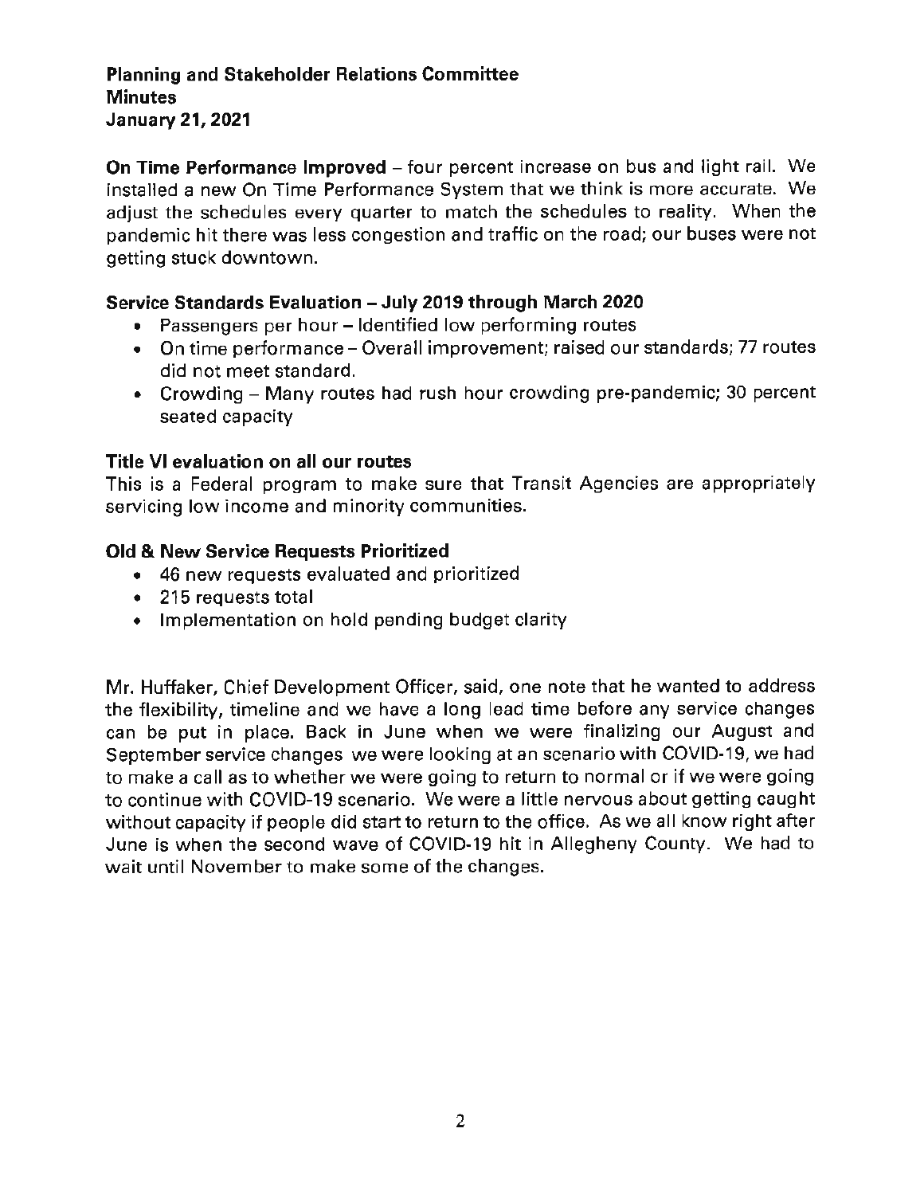**Planning and Stakeholder Relations Committee**
**Minutes**
**January 21, 2021**

**On Time Performance Improved** – four percent increase on bus and light rail. We installed a new On Time Performance System that we think is more accurate. We adjust the schedules every quarter to match the schedules to reality. When the pandemic hit there was less congestion and traffic on the road; our buses were not getting stuck downtown.

**Service Standards Evaluation – July 2019 through March 2020**

- Passengers per hour – Identified low performing routes
- On time performance – Overall improvement; raised our standards; 77 routes did not meet standard.
- Crowding – Many routes had rush hour crowding pre-pandemic; 30 percent seated capacity

**Title VI evaluation on all our routes**

This is a Federal program to make sure that Transit Agencies are appropriately servicing low income and minority communities.

**Old & New Service Requests Prioritized**

- 46 new requests evaluated and prioritized
- 215 requests total
- Implementation on hold pending budget clarity

Mr. Huffaker, Chief Development Officer, said, one note that he wanted to address the flexibility, timeline and we have a long lead time before any service changes can be put in place. Back in June when we were finalizing our August and September service changes we were looking at an scenario with COVID-19, we had to make a call as to whether we were going to return to normal or if we were going to continue with COVID-19 scenario. We were a little nervous about getting caught without capacity if people did start to return to the office. As we all know right after June is when the second wave of COVID-19 hit in Allegheny County. We had to wait until November to make some of the changes.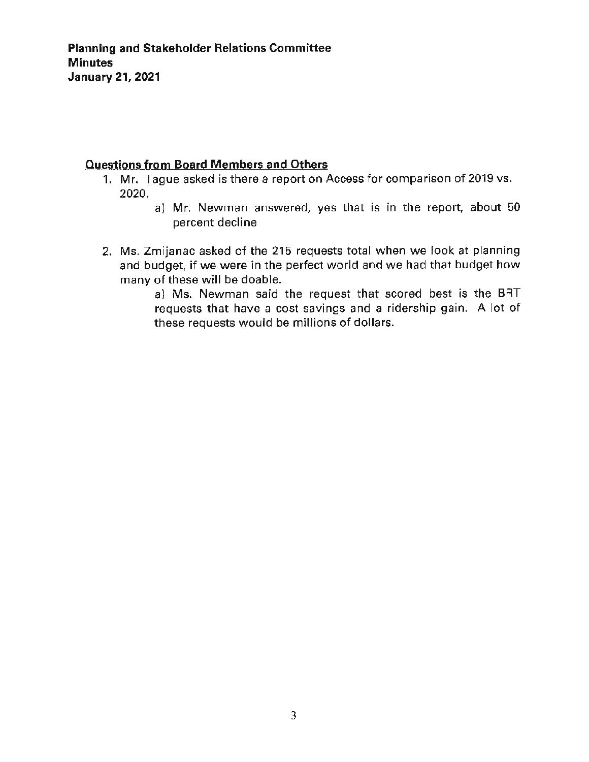**Planning and Stakeholder Relations Committee**
**Minutes**
**January 21, 2021**

## Questions from Board Members and Others

1. Mr. Tague asked is there a report on Access for comparison of 2019 vs. 2020.
   a) Mr. Newman answered, yes that is in the report, about 50 percent decline

2. Ms. Zmijanac asked of the 215 requests total when we look at planning and budget, if we were in the perfect world and we had that budget how many of these will be doable.
   a) Ms. Newman said the request that scored best is the BRT requests that have a cost savings and a ridership gain. A lot of these requests would be millions of dollars.